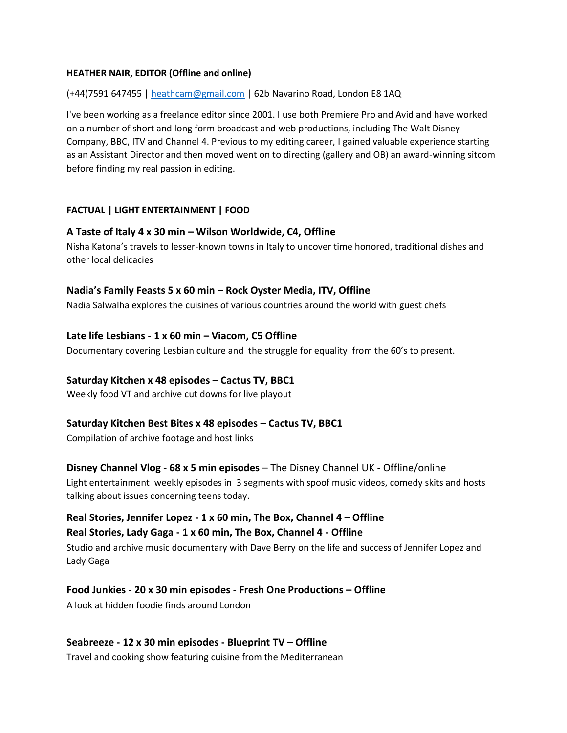**HEATHER NAIR, EDITOR (Offline and online)**

(+44)7591 647455 | heathcam@gmail.com | 62b Navarino Road, London E8 1AQ

I've been working as a freelance editor since 2001. I use both Premiere Pro and Avid and have worked on a number of short and long form broadcast and web productions, including The Walt Disney Company, BBC, ITV and Channel 4. Previous to my editing career, I gained valuable experience starting as an Assistant Director and then moved went on to directing (gallery and OB) an award-winning sitcom before finding my real passion in editing.

**FACTUAL | LIGHT ENTERTAINMENT | FOOD**

**A Taste of Italy 4 x 30 min – Wilson Worldwide, C4, Offline**
Nisha Katona's travels to lesser-known towns in Italy to uncover time honored, traditional dishes and other local delicacies

**Nadia's Family Feasts 5 x 60 min – Rock Oyster Media, ITV, Offline**
Nadia Salwalha explores the cuisines of various countries around the world with guest chefs

**Late life Lesbians - 1 x 60 min – Viacom, C5 Offline**
Documentary covering Lesbian culture and the struggle for equality from the 60's to present.

**Saturday Kitchen x 48 episodes – Cactus TV, BBC1**
Weekly food VT and archive cut downs for live playout

**Saturday Kitchen Best Bites x 48 episodes – Cactus TV, BBC1**
Compilation of archive footage and host links

**Disney Channel Vlog - 68 x 5 min episodes** – The Disney Channel UK - Offline/online
Light entertainment weekly episodes in 3 segments with spoof music videos, comedy skits and hosts talking about issues concerning teens today.

**Real Stories, Jennifer Lopez - 1 x 60 min, The Box, Channel 4 – Offline**
**Real Stories, Lady Gaga - 1 x 60 min, The Box, Channel 4 - Offline**
Studio and archive music documentary with Dave Berry on the life and success of Jennifer Lopez and Lady Gaga

**Food Junkies - 20 x 30 min episodes - Fresh One Productions – Offline**
A look at hidden foodie finds around London

**Seabreeze - 12 x 30 min episodes - Blueprint TV – Offline**
Travel and cooking show featuring cuisine from the Mediterranean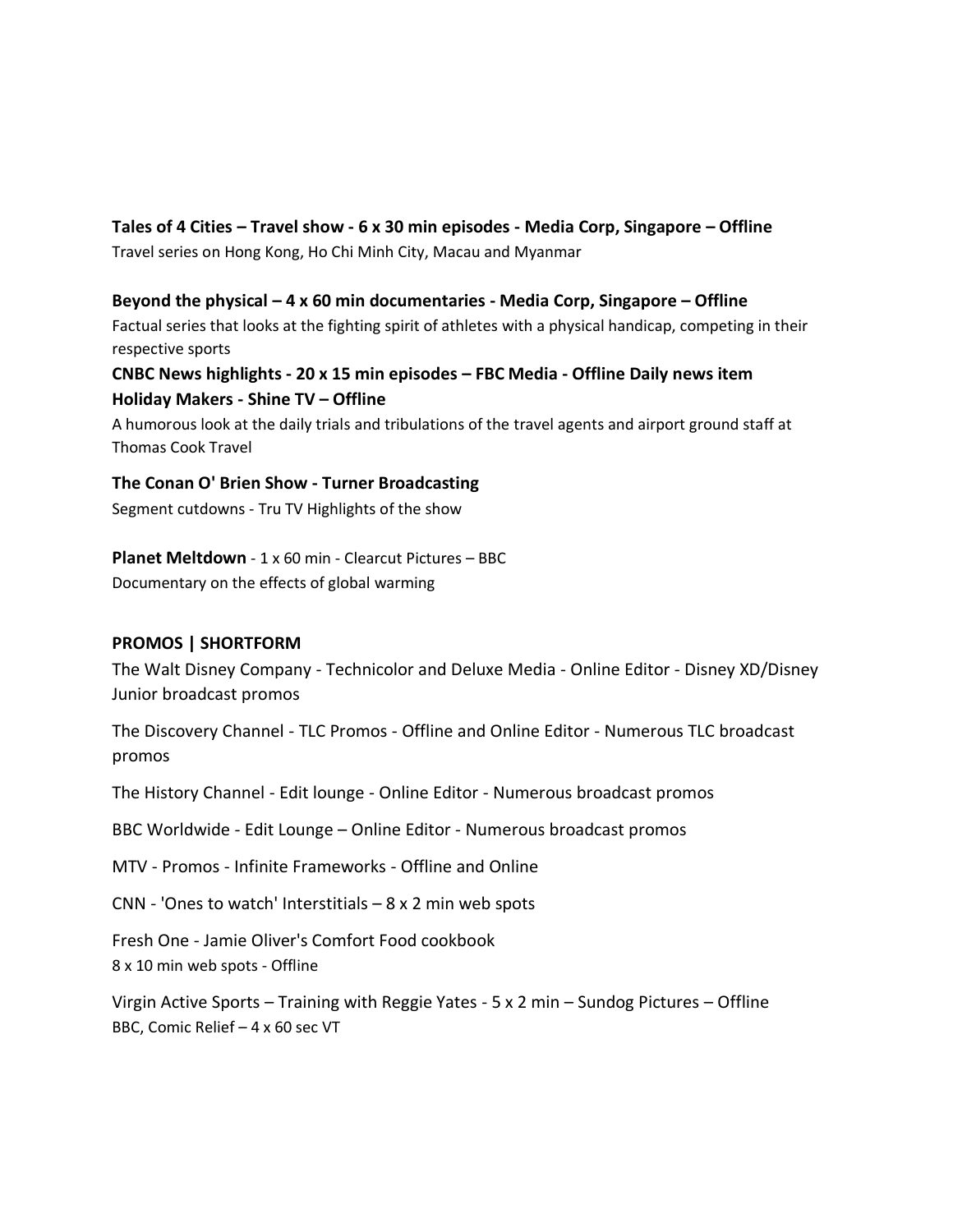**Tales of 4 Cities – Travel show - 6 x 30 min episodes - Media Corp, Singapore – Offline**
Travel series on Hong Kong, Ho Chi Minh City, Macau and Myanmar

**Beyond the physical – 4 x 60 min documentaries - Media Corp, Singapore – Offline**
Factual series that looks at the fighting spirit of athletes with a physical handicap, competing in their respective sports

**CNBC News highlights - 20 x 15 min episodes – FBC Media - Offline Daily news item**

**Holiday Makers - Shine TV – Offline**
A humorous look at the daily trials and tribulations of the travel agents and airport ground staff at Thomas Cook Travel

**The Conan O' Brien Show - Turner Broadcasting**
Segment cutdowns - Tru TV Highlights of the show

**Planet Meltdown** - 1 x 60 min - Clearcut Pictures – BBC
Documentary on the effects of global warming

**PROMOS | SHORTFORM**

The Walt Disney Company - Technicolor and Deluxe Media - Online Editor - Disney XD/Disney Junior broadcast promos

The Discovery Channel - TLC Promos - Offline and Online Editor - Numerous TLC broadcast promos

The History Channel - Edit lounge - Online Editor - Numerous broadcast promos

BBC Worldwide - Edit Lounge – Online Editor - Numerous broadcast promos

MTV - Promos - Infinite Frameworks - Offline and Online

CNN - 'Ones to watch' Interstitials – 8 x 2 min web spots

Fresh One - Jamie Oliver's Comfort Food cookbook
8 x 10 min web spots - Offline

Virgin Active Sports – Training with Reggie Yates - 5 x 2 min – Sundog Pictures – Offline
BBC, Comic Relief – 4 x 60 sec VT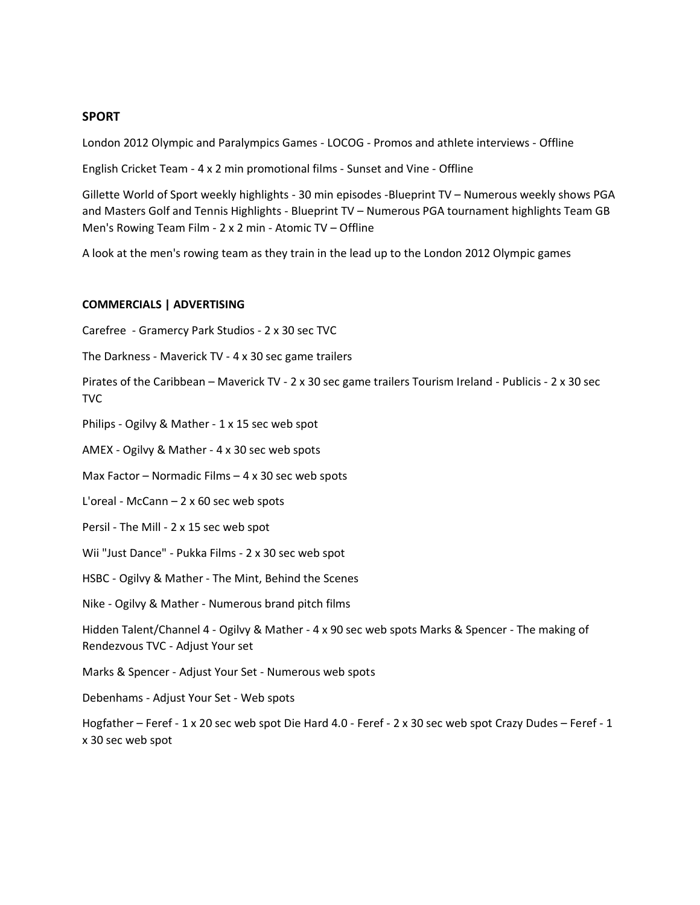**SPORT**

London 2012 Olympic and Paralympics Games - LOCOG - Promos and athlete interviews - Offline

English Cricket Team - 4 x 2 min promotional films - Sunset and Vine - Offline

Gillette World of Sport weekly highlights - 30 min episodes -Blueprint TV – Numerous weekly shows PGA and Masters Golf and Tennis Highlights - Blueprint TV – Numerous PGA tournament highlights Team GB Men's Rowing Team Film - 2 x 2 min - Atomic TV – Offline

A look at the men's rowing team as they train in the lead up to the London 2012 Olympic games

**COMMERCIALS | ADVERTISING**

Carefree - Gramercy Park Studios - 2 x 30 sec TVC

The Darkness - Maverick TV - 4 x 30 sec game trailers

Pirates of the Caribbean – Maverick TV - 2 x 30 sec game trailers Tourism Ireland - Publicis - 2 x 30 sec TVC

Philips - Ogilvy & Mather - 1 x 15 sec web spot

AMEX - Ogilvy & Mather - 4 x 30 sec web spots

Max Factor – Normadic Films – 4 x 30 sec web spots

L'oreal - McCann – 2 x 60 sec web spots

Persil - The Mill - 2 x 15 sec web spot

Wii "Just Dance" - Pukka Films - 2 x 30 sec web spot

HSBC - Ogilvy & Mather - The Mint, Behind the Scenes

Nike - Ogilvy & Mather - Numerous brand pitch films

Hidden Talent/Channel 4 - Ogilvy & Mather - 4 x 90 sec web spots Marks & Spencer - The making of Rendezvous TVC - Adjust Your set

Marks & Spencer - Adjust Your Set - Numerous web spots

Debenhams - Adjust Your Set - Web spots

Hogfather – Feref - 1 x 20 sec web spot Die Hard 4.0 - Feref - 2 x 30 sec web spot Crazy Dudes – Feref - 1 x 30 sec web spot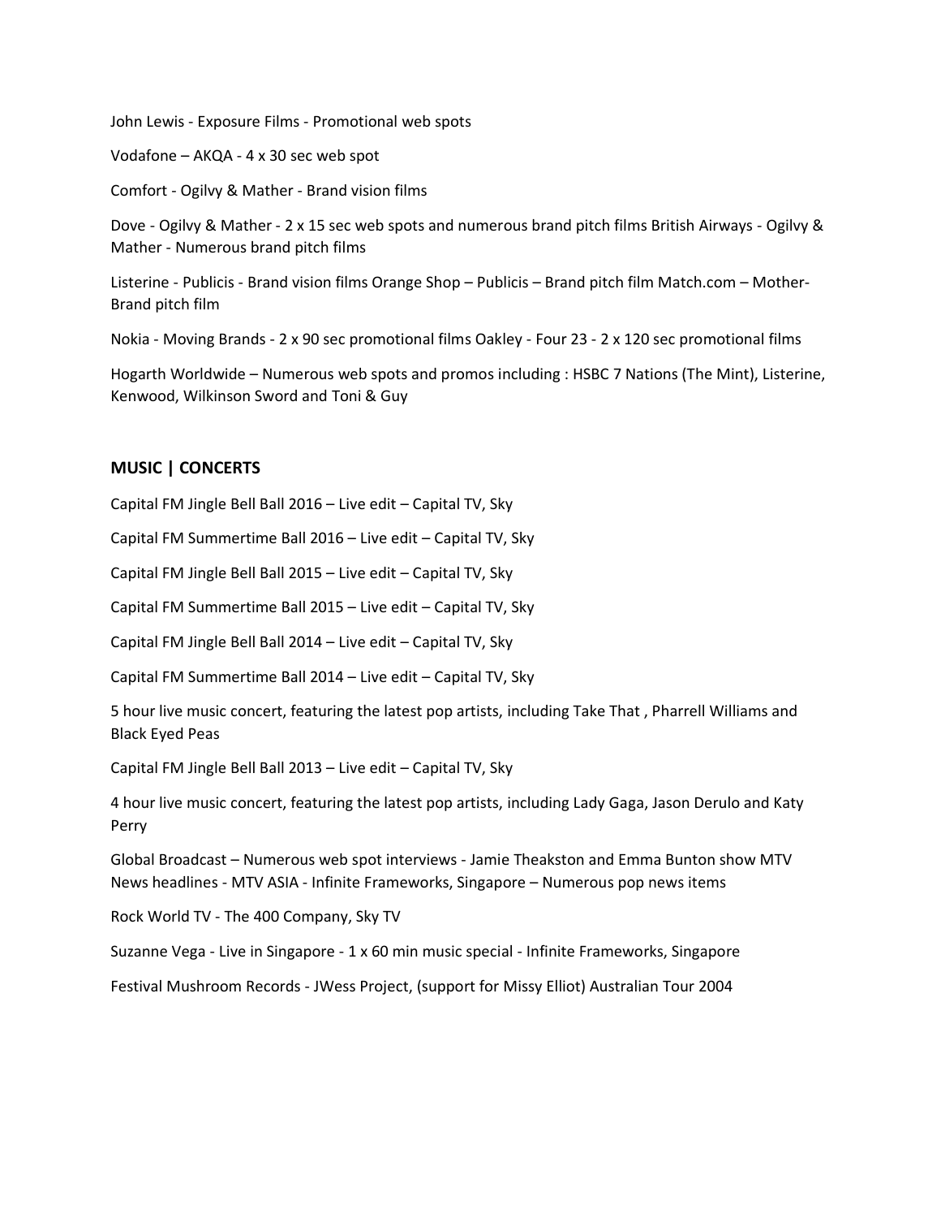John Lewis - Exposure Films - Promotional web spots

Vodafone – AKQA - 4 x 30 sec web spot

Comfort - Ogilvy & Mather - Brand vision films

Dove - Ogilvy & Mather - 2 x 15 sec web spots and numerous brand pitch films British Airways - Ogilvy & Mather - Numerous brand pitch films

Listerine - Publicis - Brand vision films Orange Shop – Publicis – Brand pitch film Match.com – Mother- Brand pitch film

Nokia - Moving Brands - 2 x 90 sec promotional films Oakley - Four 23 - 2 x 120 sec promotional films

Hogarth Worldwide – Numerous web spots and promos including : HSBC 7 Nations (The Mint), Listerine, Kenwood, Wilkinson Sword and Toni & Guy

## MUSIC | CONCERTS

Capital FM Jingle Bell Ball 2016 – Live edit – Capital TV, Sky

Capital FM Summertime Ball 2016 – Live edit – Capital TV, Sky

Capital FM Jingle Bell Ball 2015 – Live edit – Capital TV, Sky

Capital FM Summertime Ball 2015 – Live edit – Capital TV, Sky

Capital FM Jingle Bell Ball 2014 – Live edit – Capital TV, Sky

Capital FM Summertime Ball 2014 – Live edit – Capital TV, Sky

5 hour live music concert, featuring the latest pop artists, including Take That , Pharrell Williams and Black Eyed Peas

Capital FM Jingle Bell Ball 2013 – Live edit – Capital TV, Sky

4 hour live music concert, featuring the latest pop artists, including Lady Gaga, Jason Derulo and Katy Perry

Global Broadcast – Numerous web spot interviews - Jamie Theakston and Emma Bunton show MTV News headlines - MTV ASIA - Infinite Frameworks, Singapore – Numerous pop news items

Rock World TV - The 400 Company, Sky TV

Suzanne Vega - Live in Singapore - 1 x 60 min music special - Infinite Frameworks, Singapore

Festival Mushroom Records - JWess Project, (support for Missy Elliot) Australian Tour 2004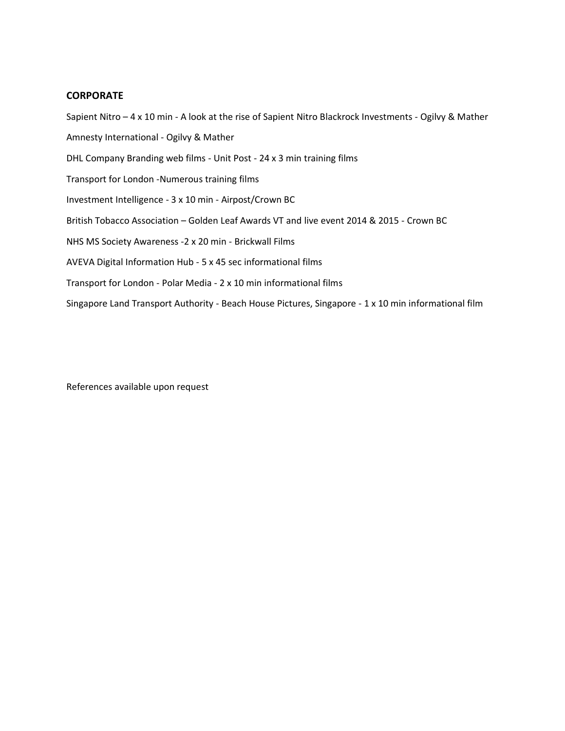## CORPORATE

Sapient Nitro – 4 x 10 min - A look at the rise of Sapient Nitro Blackrock Investments - Ogilvy & Mather

Amnesty International - Ogilvy & Mather

DHL Company Branding web films - Unit Post - 24 x 3 min training films

Transport for London -Numerous training films

Investment Intelligence - 3 x 10 min - Airpost/Crown BC

British Tobacco Association – Golden Leaf Awards VT and live event 2014 & 2015 - Crown BC

NHS MS Society Awareness -2 x 20 min - Brickwall Films

AVEVA Digital Information Hub - 5 x 45 sec informational films

Transport for London - Polar Media - 2 x 10 min informational films

Singapore Land Transport Authority - Beach House Pictures, Singapore - 1 x 10 min informational film

References available upon request